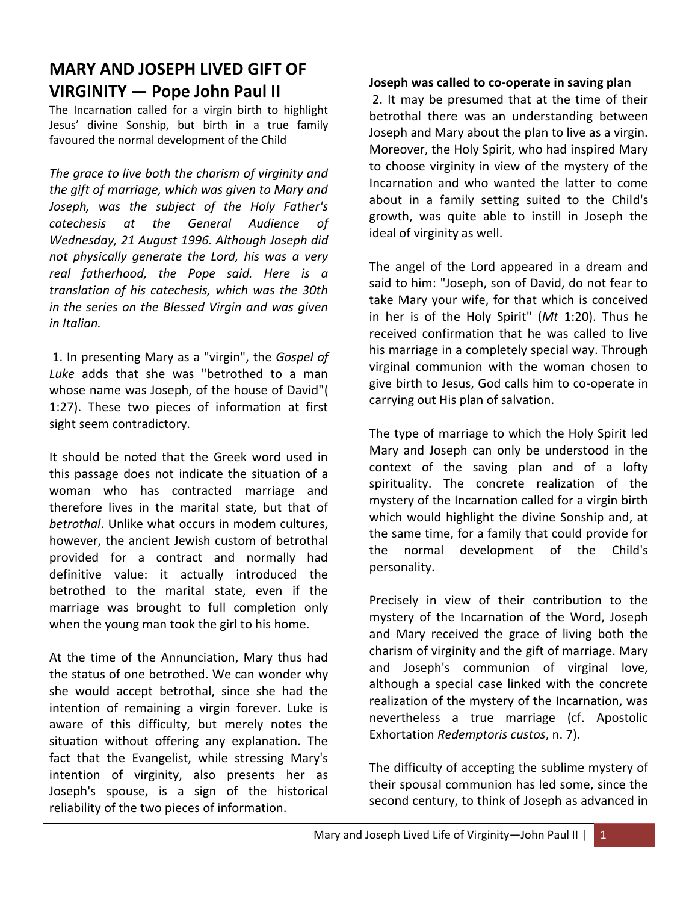# MARY AND JOSEPH LIVED GIFT OF VIRGINITY — Pope John Paul II

The Incarnation called for a virgin birth to highlight Jesus' divine Sonship, but birth in a true family favoured the normal development of the Child

*The grace to live both the charism of virginity and the gift of marriage, which was given to Mary and Joseph, was the subject of the Holy Father's catechesis at the General Audience of Wednesday, 21 August 1996. Although Joseph did not physically generate the Lord, his was a very real fatherhood, the Pope said. Here is a translation of his catechesis, which was the 30th in the series on the Blessed Virgin and was given in Italian.*

1. In presenting Mary as a "virgin", the *Gospel of Luke* adds that she was "betrothed to a man whose name was Joseph, of the house of David"( 1:27). These two pieces of information at first sight seem contradictory.

It should be noted that the Greek word used in this passage does not indicate the situation of a woman who has contracted marriage and therefore lives in the marital state, but that of *betrothal*. Unlike what occurs in modem cultures, however, the ancient Jewish custom of betrothal provided for a contract and normally had definitive value: it actually introduced the betrothed to the marital state, even if the marriage was brought to full completion only when the young man took the girl to his home.

At the time of the Annunciation, Mary thus had the status of one betrothed. We can wonder why she would accept betrothal, since she had the intention of remaining a virgin forever. Luke is aware of this difficulty, but merely notes the situation without offering any explanation. The fact that the Evangelist, while stressing Mary's intention of virginity, also presents her as Joseph's spouse, is a sign of the historical reliability of the two pieces of information.

**Joseph was called to co-operate in saving plan**

2. It may be presumed that at the time of their betrothal there was an understanding between Joseph and Mary about the plan to live as a virgin. Moreover, the Holy Spirit, who had inspired Mary to choose virginity in view of the mystery of the Incarnation and who wanted the latter to come about in a family setting suited to the Child's growth, was quite able to instill in Joseph the ideal of virginity as well.

The angel of the Lord appeared in a dream and said to him: "Joseph, son of David, do not fear to take Mary your wife, for that which is conceived in her is of the Holy Spirit" (*Mt* 1:20). Thus he received confirmation that he was called to live his marriage in a completely special way. Through virginal communion with the woman chosen to give birth to Jesus, God calls him to co-operate in carrying out His plan of salvation.

The type of marriage to which the Holy Spirit led Mary and Joseph can only be understood in the context of the saving plan and of a lofty spirituality. The concrete realization of the mystery of the Incarnation called for a virgin birth which would highlight the divine Sonship and, at the same time, for a family that could provide for the normal development of the Child's personality.

Precisely in view of their contribution to the mystery of the Incarnation of the Word, Joseph and Mary received the grace of living both the charism of virginity and the gift of marriage. Mary and Joseph's communion of virginal love, although a special case linked with the concrete realization of the mystery of the Incarnation, was nevertheless a true marriage (cf. Apostolic Exhortation *Redemptoris custos*, n. 7).

The difficulty of accepting the sublime mystery of their spousal communion has led some, since the second century, to think of Joseph as advanced in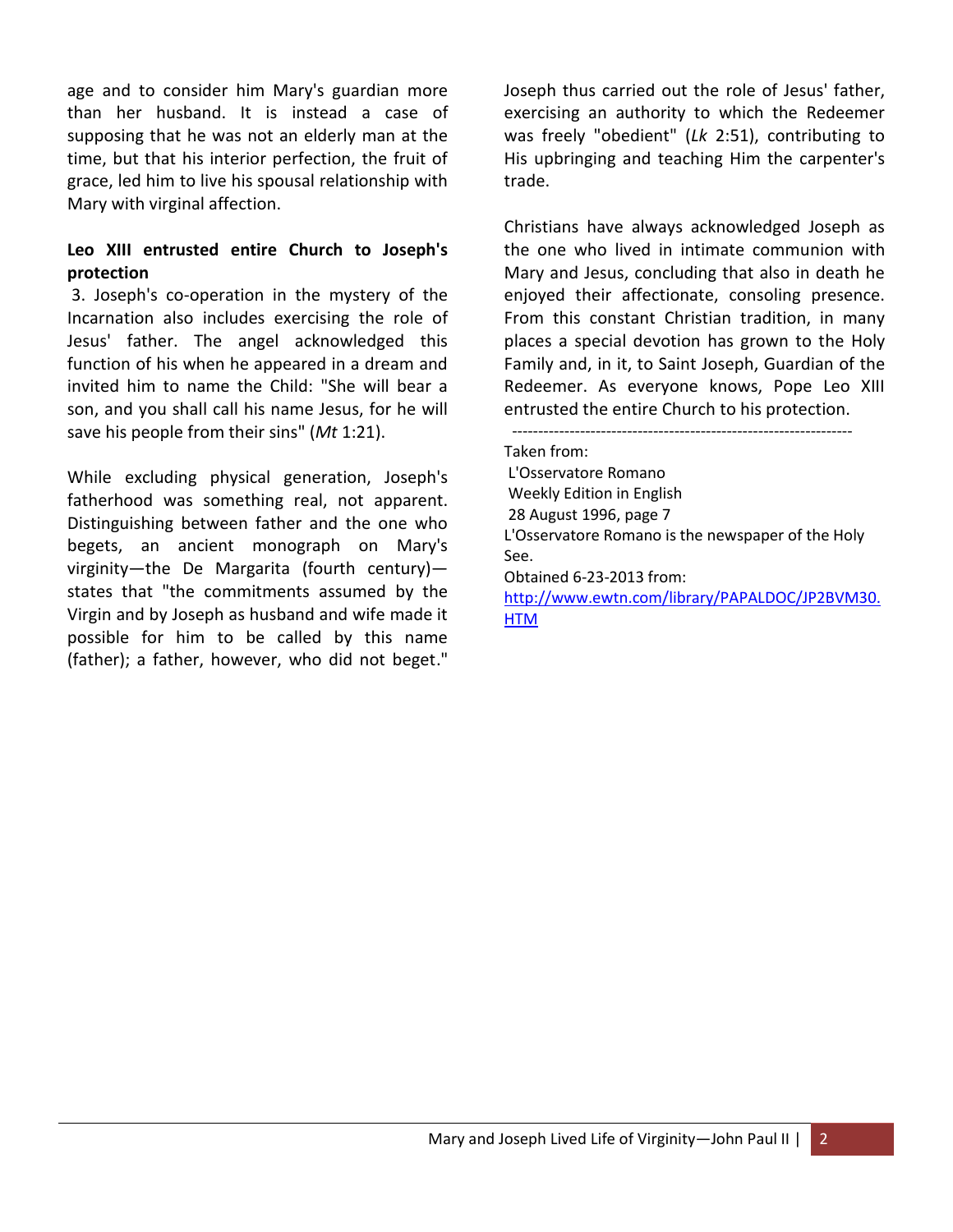age and to consider him Mary's guardian more than her husband. It is instead a case of supposing that he was not an elderly man at the time, but that his interior perfection, the fruit of grace, led him to live his spousal relationship with Mary with virginal affection.

**Leo XIII entrusted entire Church to Joseph's protection**

3. Joseph's co-operation in the mystery of the Incarnation also includes exercising the role of Jesus' father. The angel acknowledged this function of his when he appeared in a dream and invited him to name the Child: "She will bear a son, and you shall call his name Jesus, for he will save his people from their sins" (*Mt* 1:21).

While excluding physical generation, Joseph's fatherhood was something real, not apparent. Distinguishing between father and the one who begets, an ancient monograph on Mary's virginity—the De Margarita (fourth century)—states that "the commitments assumed by the Virgin and by Joseph as husband and wife made it possible for him to be called by this name (father); a father, however, who did not beget."

Joseph thus carried out the role of Jesus' father, exercising an authority to which the Redeemer was freely "obedient" (*Lk* 2:51), contributing to His upbringing and teaching Him the carpenter's trade.

Christians have always acknowledged Joseph as the one who lived in intimate communion with Mary and Jesus, concluding that also in death he enjoyed their affectionate, consoling presence. From this constant Christian tradition, in many places a special devotion has grown to the Holy Family and, in it, to Saint Joseph, Guardian of the Redeemer. As everyone knows, Pope Leo XIII entrusted the entire Church to his protection.

---

Taken from:
L'Osservatore Romano
Weekly Edition in English
28 August 1996, page 7
L'Osservatore Romano is the newspaper of the Holy See.
Obtained 6-23-2013 from:
[http://www.ewtn.com/library/PAPALDOC/JP2BVM30.HTM](http://www.ewtn.com/library/PAPALDOC/JP2BVM30.HTM)